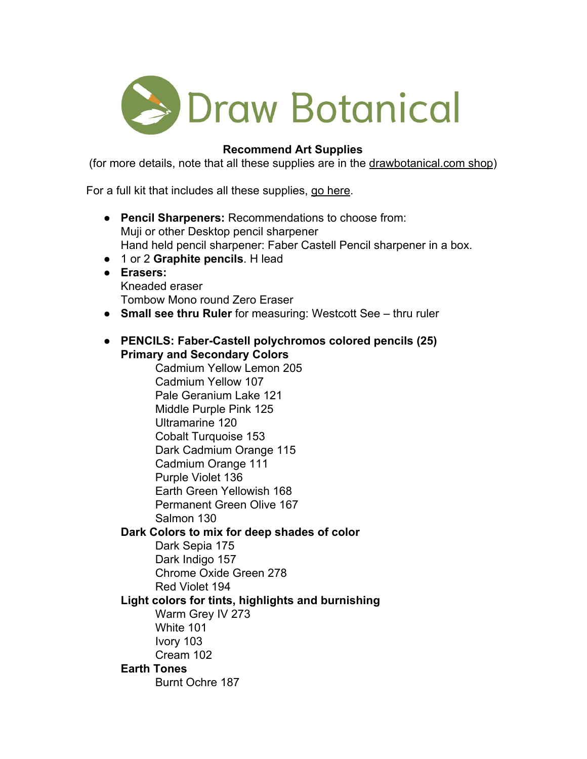# Draw Botanical

**Recommend Art Supplies**
(for more details, note that all these supplies are in the drawbotanical.com shop)

For a full kit that includes all these supplies, go here.

- **Pencil Sharpeners:** Recommendations to choose from:
  Muji or other Desktop pencil sharpener
  Hand held pencil sharpener: Faber Castell Pencil sharpener in a box.
- 1 or 2 **Graphite pencils**. H lead
- **Erasers:**
  Kneaded eraser
  Tombow Mono round Zero Eraser
- **Small see thru Ruler** for measuring: Westcott See – thru ruler

- **PENCILS: Faber-Castell polychromos colored pencils (25)**
  **Primary and Secondary Colors**
    - Cadmium Yellow Lemon 205
    - Cadmium Yellow 107
    - Pale Geranium Lake 121
    - Middle Purple Pink 125
    - Ultramarine 120
    - Cobalt Turquoise 153
    - Dark Cadmium Orange 115
    - Cadmium Orange 111
    - Purple Violet 136
    - Earth Green Yellowish 168
    - Permanent Green Olive 167
    - Salmon 130

  **Dark Colors to mix for deep shades of color**
    - Dark Sepia 175
    - Dark Indigo 157
    - Chrome Oxide Green 278
    - Red Violet 194

  **Light colors for tints, highlights and burnishing**
    - Warm Grey IV 273
    - White 101
    - Ivory 103
    - Cream 102

  **Earth Tones**
    - Burnt Ochre 187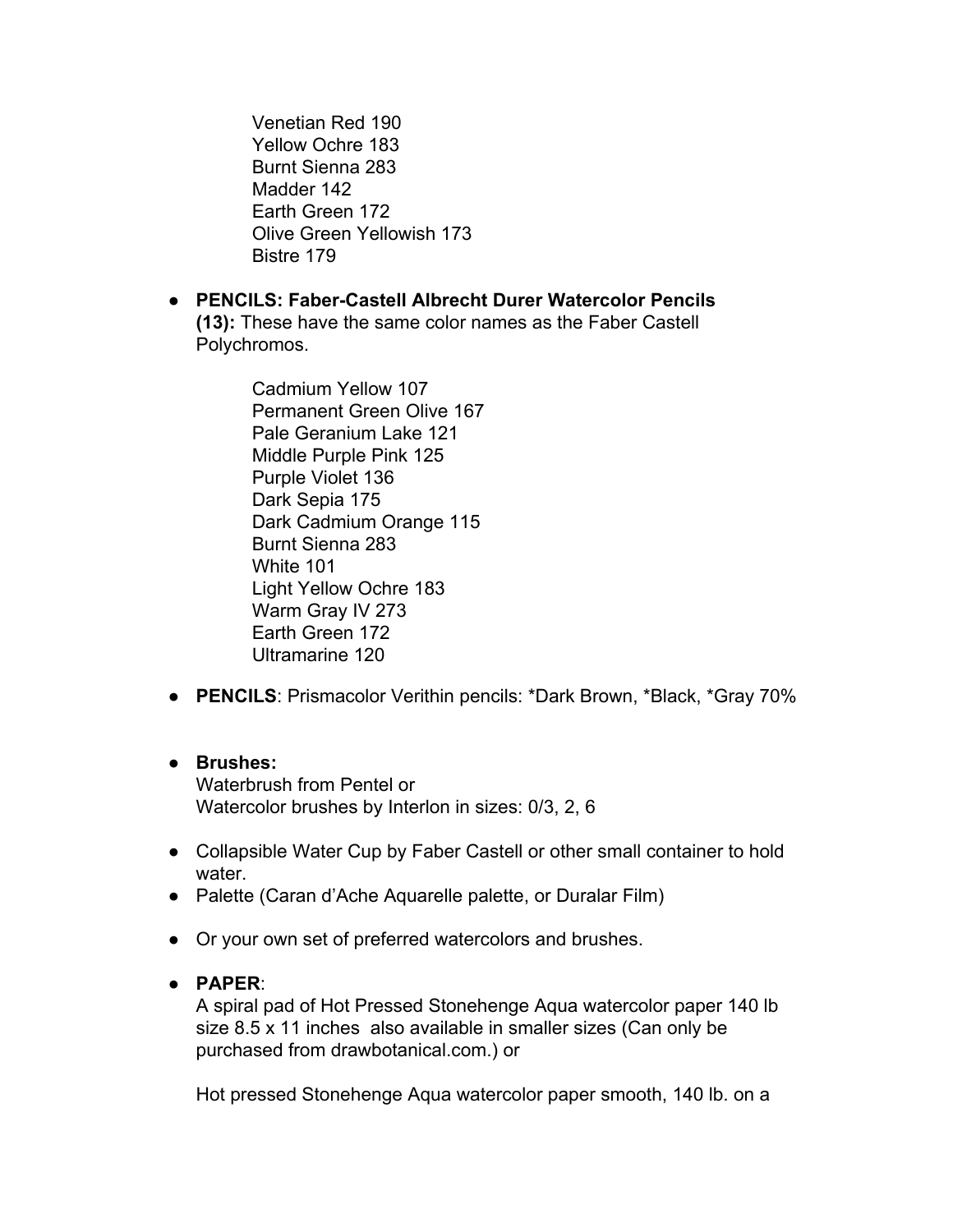Venetian Red 190
Yellow Ochre 183
Burnt Sienna 283
Madder 142
Earth Green 172
Olive Green Yellowish 173
Bistre 179

- **PENCILS: Faber-Castell Albrecht Durer Watercolor Pencils (13):** These have the same color names as the Faber Castell Polychromos.

    Cadmium Yellow 107
    Permanent Green Olive 167
    Pale Geranium Lake 121
    Middle Purple Pink 125
    Purple Violet 136
    Dark Sepia 175
    Dark Cadmium Orange 115
    Burnt Sienna 283
    White 101
    Light Yellow Ochre 183
    Warm Gray IV 273
    Earth Green 172
    Ultramarine 120

- **PENCILS**: Prismacolor Verithin pencils: *Dark Brown, *Black, *Gray 70%

- **Brushes:**
  Waterbrush from Pentel or
  Watercolor brushes by Interlon in sizes: 0/3, 2, 6

- Collapsible Water Cup by Faber Castell or other small container to hold water.
- Palette (Caran d'Ache Aquarelle palette, or Duralar Film)

- Or your own set of preferred watercolors and brushes.

- **PAPER**:
  A spiral pad of Hot Pressed Stonehenge Aqua watercolor paper 140 lb size 8.5 x 11 inches also available in smaller sizes (Can only be purchased from drawbotanical.com.) or

  Hot pressed Stonehenge Aqua watercolor paper smooth, 140 lb. on a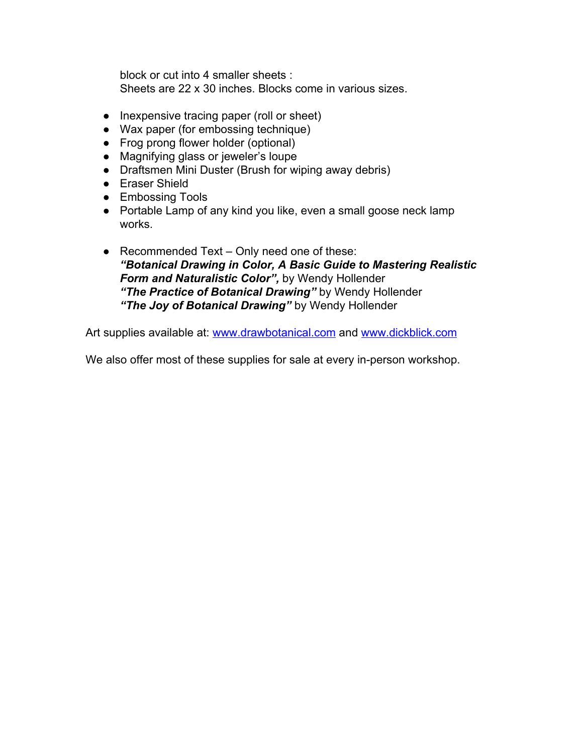block or cut into 4 smaller sheets :
Sheets are 22 x 30 inches. Blocks come in various sizes.

- Inexpensive tracing paper (roll or sheet)
- Wax paper (for embossing technique)
- Frog prong flower holder (optional)
- Magnifying glass or jeweler's loupe
- Draftsmen Mini Duster (Brush for wiping away debris)
- Eraser Shield
- Embossing Tools
- Portable Lamp of any kind you like, even a small goose neck lamp works.

- Recommended Text – Only need one of these:
  ***"Botanical Drawing in Color, A Basic Guide to Mastering Realistic Form and Naturalistic Color",*** by Wendy Hollender
  ***"The Practice of Botanical Drawing"*** by Wendy Hollender
  ***"The Joy of Botanical Drawing"*** by Wendy Hollender

Art supplies available at: [www.drawbotanical.com](http://www.drawbotanical.com) and [www.dickblick.com](http://www.dickblick.com)

We also offer most of these supplies for sale at every in-person workshop.